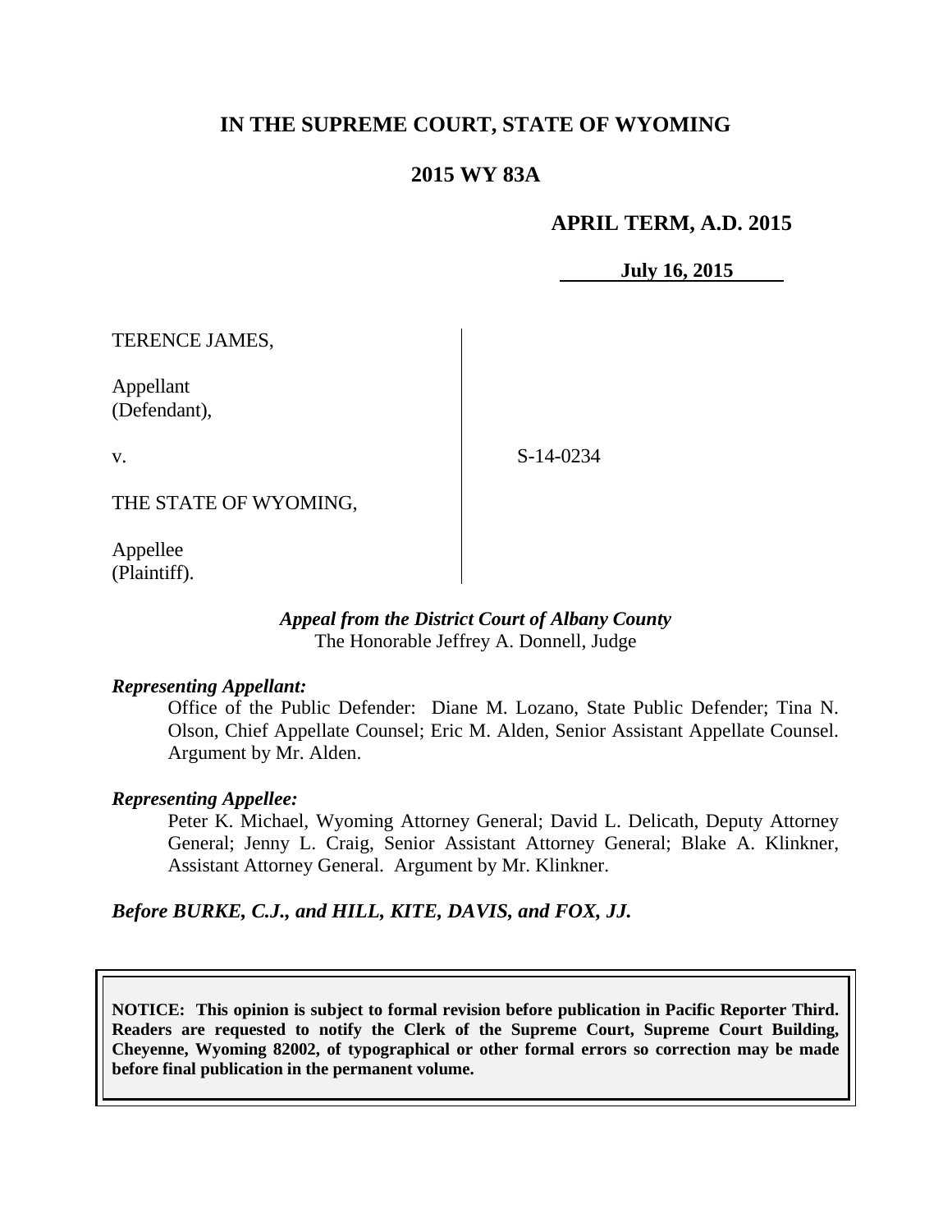# IN THE SUPREME COURT, STATE OF WYOMING

## 2015 WY 83A

**APRIL TERM, A.D. 2015**

**July 16, 2015**

| | |
|---|---|
| TERENCE JAMES,<br><br>Appellant<br>(Defendant), | |
| v. | S-14-0234 |
| THE STATE OF WYOMING,<br><br>Appellee<br>(Plaintiff). | |

***Appeal from the District Court of Albany County***
The Honorable Jeffrey A. Donnell, Judge

***Representing Appellant:***

Office of the Public Defender: Diane M. Lozano, State Public Defender; Tina N. Olson, Chief Appellate Counsel; Eric M. Alden, Senior Assistant Appellate Counsel. Argument by Mr. Alden.

***Representing Appellee:***

Peter K. Michael, Wyoming Attorney General; David L. Delicath, Deputy Attorney General; Jenny L. Craig, Senior Assistant Attorney General; Blake A. Klinkner, Assistant Attorney General. Argument by Mr. Klinkner.

***Before BURKE, C.J., and HILL, KITE, DAVIS, and FOX, JJ.***

**NOTICE: This opinion is subject to formal revision before publication in Pacific Reporter Third. Readers are requested to notify the Clerk of the Supreme Court, Supreme Court Building, Cheyenne, Wyoming 82002, of typographical or other formal errors so correction may be made before final publication in the permanent volume.**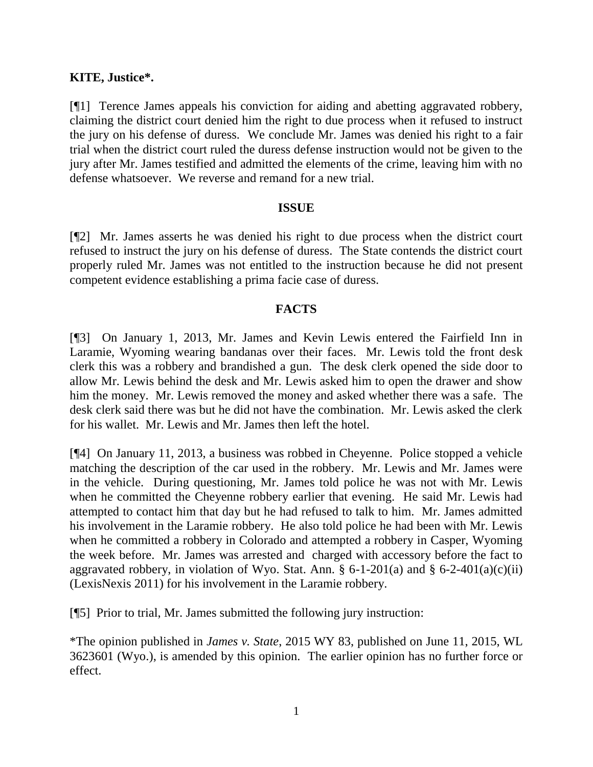**KITE, Justice*.**

[¶1] Terence James appeals his conviction for aiding and abetting aggravated robbery, claiming the district court denied him the right to due process when it refused to instruct the jury on his defense of duress. We conclude Mr. James was denied his right to a fair trial when the district court ruled the duress defense instruction would not be given to the jury after Mr. James testified and admitted the elements of the crime, leaving him with no defense whatsoever. We reverse and remand for a new trial.

## ISSUE

[¶2] Mr. James asserts he was denied his right to due process when the district court refused to instruct the jury on his defense of duress. The State contends the district court properly ruled Mr. James was not entitled to the instruction because he did not present competent evidence establishing a prima facie case of duress.

## FACTS

[¶3] On January 1, 2013, Mr. James and Kevin Lewis entered the Fairfield Inn in Laramie, Wyoming wearing bandanas over their faces. Mr. Lewis told the front desk clerk this was a robbery and brandished a gun. The desk clerk opened the side door to allow Mr. Lewis behind the desk and Mr. Lewis asked him to open the drawer and show him the money. Mr. Lewis removed the money and asked whether there was a safe. The desk clerk said there was but he did not have the combination. Mr. Lewis asked the clerk for his wallet. Mr. Lewis and Mr. James then left the hotel.

[¶4] On January 11, 2013, a business was robbed in Cheyenne. Police stopped a vehicle matching the description of the car used in the robbery. Mr. Lewis and Mr. James were in the vehicle. During questioning, Mr. James told police he was not with Mr. Lewis when he committed the Cheyenne robbery earlier that evening. He said Mr. Lewis had attempted to contact him that day but he had refused to talk to him. Mr. James admitted his involvement in the Laramie robbery. He also told police he had been with Mr. Lewis when he committed a robbery in Colorado and attempted a robbery in Casper, Wyoming the week before. Mr. James was arrested and charged with accessory before the fact to aggravated robbery, in violation of Wyo. Stat. Ann. § 6-1-201(a) and § 6-2-401(a)(c)(ii) (LexisNexis 2011) for his involvement in the Laramie robbery.

[¶5] Prior to trial, Mr. James submitted the following jury instruction:

*The opinion published in *James v. State*, 2015 WY 83, published on June 11, 2015, WL 3623601 (Wyo.), is amended by this opinion. The earlier opinion has no further force or effect.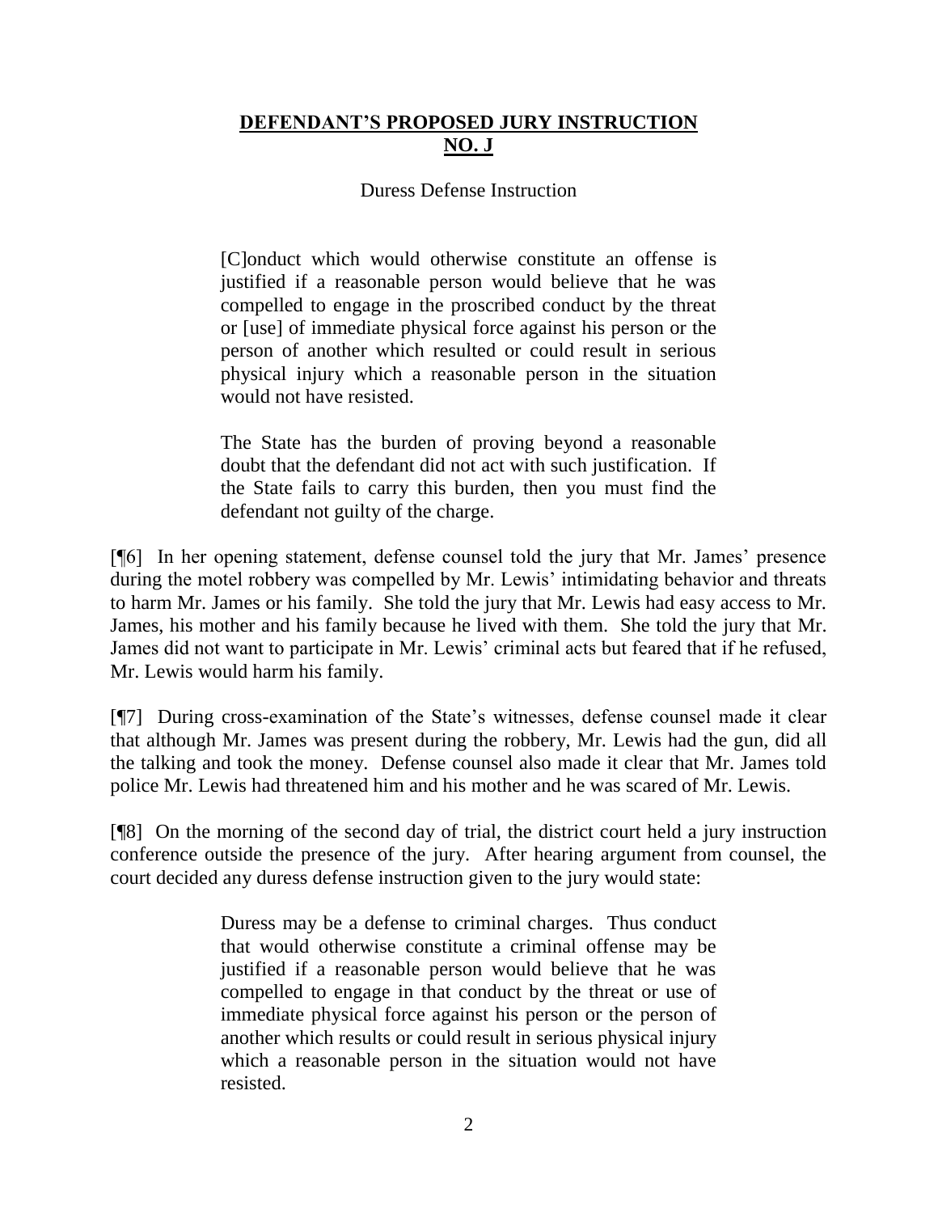**DEFENDANT'S PROPOSED JURY INSTRUCTION NO. J**

Duress Defense Instruction

> [C]onduct which would otherwise constitute an offense is justified if a reasonable person would believe that he was compelled to engage in the proscribed conduct by the threat or [use] of immediate physical force against his person or the person of another which resulted or could result in serious physical injury which a reasonable person in the situation would not have resisted.
>
> The State has the burden of proving beyond a reasonable doubt that the defendant did not act with such justification. If the State fails to carry this burden, then you must find the defendant not guilty of the charge.

[¶6] In her opening statement, defense counsel told the jury that Mr. James' presence during the motel robbery was compelled by Mr. Lewis' intimidating behavior and threats to harm Mr. James or his family. She told the jury that Mr. Lewis had easy access to Mr. James, his mother and his family because he lived with them. She told the jury that Mr. James did not want to participate in Mr. Lewis' criminal acts but feared that if he refused, Mr. Lewis would harm his family.

[¶7] During cross-examination of the State's witnesses, defense counsel made it clear that although Mr. James was present during the robbery, Mr. Lewis had the gun, did all the talking and took the money. Defense counsel also made it clear that Mr. James told police Mr. Lewis had threatened him and his mother and he was scared of Mr. Lewis.

[¶8] On the morning of the second day of trial, the district court held a jury instruction conference outside the presence of the jury. After hearing argument from counsel, the court decided any duress defense instruction given to the jury would state:

> Duress may be a defense to criminal charges. Thus conduct that would otherwise constitute a criminal offense may be justified if a reasonable person would believe that he was compelled to engage in that conduct by the threat or use of immediate physical force against his person or the person of another which results or could result in serious physical injury which a reasonable person in the situation would not have resisted.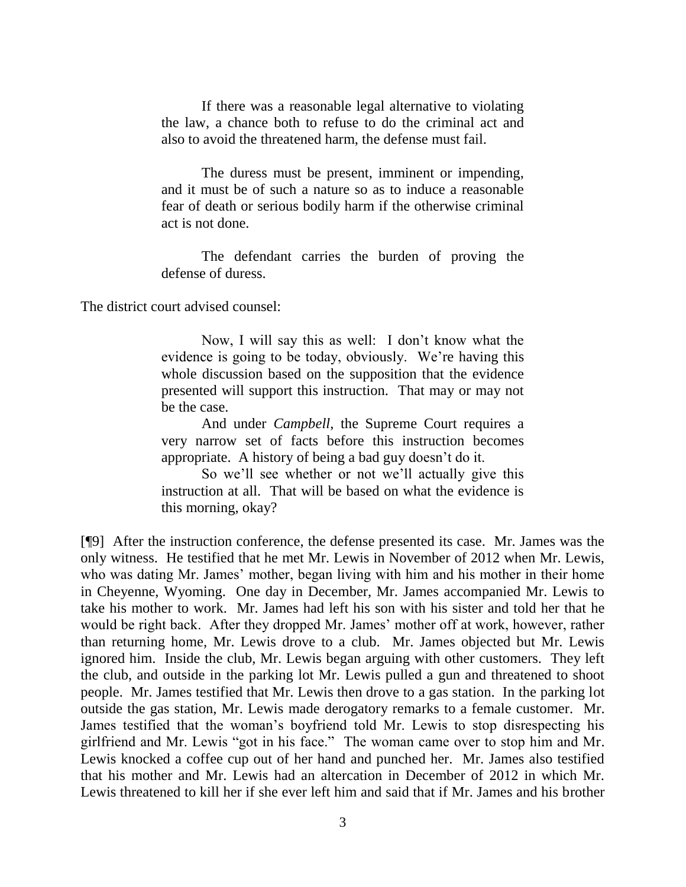> If there was a reasonable legal alternative to violating the law, a chance both to refuse to do the criminal act and also to avoid the threatened harm, the defense must fail.
>
> The duress must be present, imminent or impending, and it must be of such a nature so as to induce a reasonable fear of death or serious bodily harm if the otherwise criminal act is not done.
>
> The defendant carries the burden of proving the defense of duress.

The district court advised counsel:

> Now, I will say this as well: I don't know what the evidence is going to be today, obviously. We're having this whole discussion based on the supposition that the evidence presented will support this instruction. That may or may not be the case.
>
> And under *Campbell*, the Supreme Court requires a very narrow set of facts before this instruction becomes appropriate. A history of being a bad guy doesn't do it.
>
> So we'll see whether or not we'll actually give this instruction at all. That will be based on what the evidence is this morning, okay?

[¶9] After the instruction conference, the defense presented its case. Mr. James was the only witness. He testified that he met Mr. Lewis in November of 2012 when Mr. Lewis, who was dating Mr. James' mother, began living with him and his mother in their home in Cheyenne, Wyoming. One day in December, Mr. James accompanied Mr. Lewis to take his mother to work. Mr. James had left his son with his sister and told her that he would be right back. After they dropped Mr. James' mother off at work, however, rather than returning home, Mr. Lewis drove to a club. Mr. James objected but Mr. Lewis ignored him. Inside the club, Mr. Lewis began arguing with other customers. They left the club, and outside in the parking lot Mr. Lewis pulled a gun and threatened to shoot people. Mr. James testified that Mr. Lewis then drove to a gas station. In the parking lot outside the gas station, Mr. Lewis made derogatory remarks to a female customer. Mr. James testified that the woman's boyfriend told Mr. Lewis to stop disrespecting his girlfriend and Mr. Lewis "got in his face." The woman came over to stop him and Mr. Lewis knocked a coffee cup out of her hand and punched her. Mr. James also testified that his mother and Mr. Lewis had an altercation in December of 2012 in which Mr. Lewis threatened to kill her if she ever left him and said that if Mr. James and his brother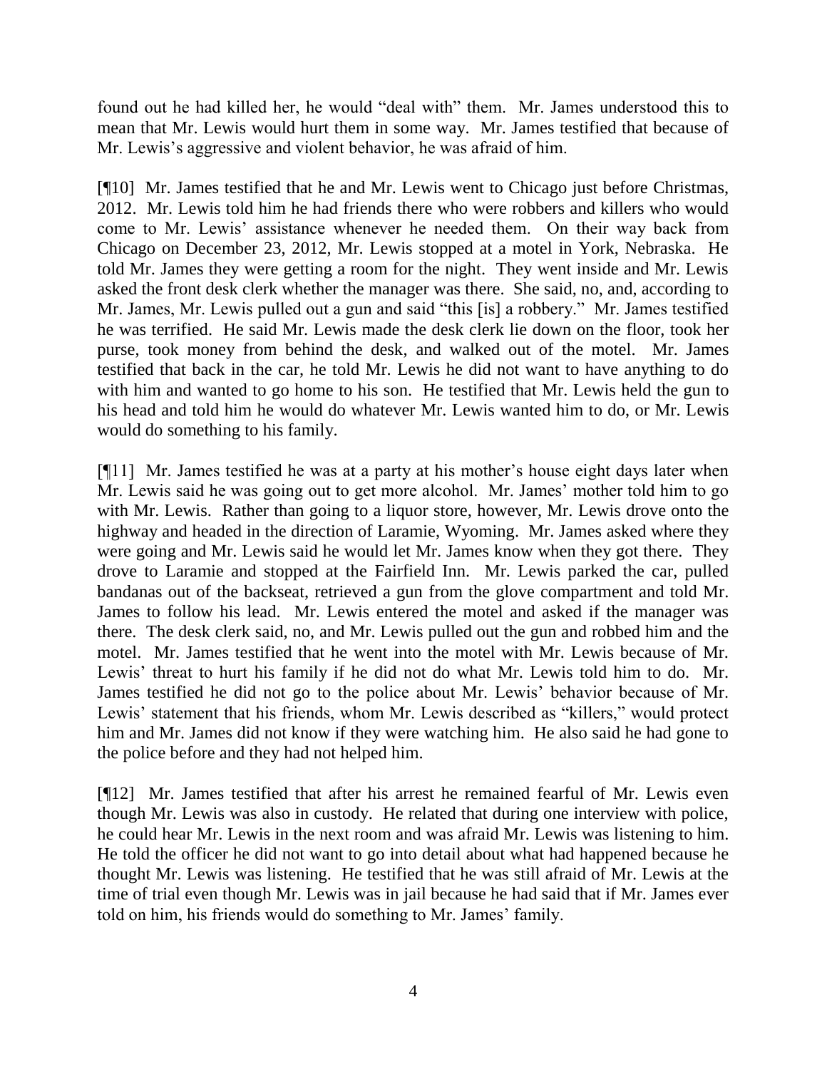found out he had killed her, he would "deal with" them. Mr. James understood this to mean that Mr. Lewis would hurt them in some way. Mr. James testified that because of Mr. Lewis's aggressive and violent behavior, he was afraid of him.

[¶10] Mr. James testified that he and Mr. Lewis went to Chicago just before Christmas, 2012. Mr. Lewis told him he had friends there who were robbers and killers who would come to Mr. Lewis' assistance whenever he needed them. On their way back from Chicago on December 23, 2012, Mr. Lewis stopped at a motel in York, Nebraska. He told Mr. James they were getting a room for the night. They went inside and Mr. Lewis asked the front desk clerk whether the manager was there. She said, no, and, according to Mr. James, Mr. Lewis pulled out a gun and said "this [is] a robbery." Mr. James testified he was terrified. He said Mr. Lewis made the desk clerk lie down on the floor, took her purse, took money from behind the desk, and walked out of the motel. Mr. James testified that back in the car, he told Mr. Lewis he did not want to have anything to do with him and wanted to go home to his son. He testified that Mr. Lewis held the gun to his head and told him he would do whatever Mr. Lewis wanted him to do, or Mr. Lewis would do something to his family.

[¶11] Mr. James testified he was at a party at his mother's house eight days later when Mr. Lewis said he was going out to get more alcohol. Mr. James' mother told him to go with Mr. Lewis. Rather than going to a liquor store, however, Mr. Lewis drove onto the highway and headed in the direction of Laramie, Wyoming. Mr. James asked where they were going and Mr. Lewis said he would let Mr. James know when they got there. They drove to Laramie and stopped at the Fairfield Inn. Mr. Lewis parked the car, pulled bandanas out of the backseat, retrieved a gun from the glove compartment and told Mr. James to follow his lead. Mr. Lewis entered the motel and asked if the manager was there. The desk clerk said, no, and Mr. Lewis pulled out the gun and robbed him and the motel. Mr. James testified that he went into the motel with Mr. Lewis because of Mr. Lewis' threat to hurt his family if he did not do what Mr. Lewis told him to do. Mr. James testified he did not go to the police about Mr. Lewis' behavior because of Mr. Lewis' statement that his friends, whom Mr. Lewis described as "killers," would protect him and Mr. James did not know if they were watching him. He also said he had gone to the police before and they had not helped him.

[¶12] Mr. James testified that after his arrest he remained fearful of Mr. Lewis even though Mr. Lewis was also in custody. He related that during one interview with police, he could hear Mr. Lewis in the next room and was afraid Mr. Lewis was listening to him. He told the officer he did not want to go into detail about what had happened because he thought Mr. Lewis was listening. He testified that he was still afraid of Mr. Lewis at the time of trial even though Mr. Lewis was in jail because he had said that if Mr. James ever told on him, his friends would do something to Mr. James' family.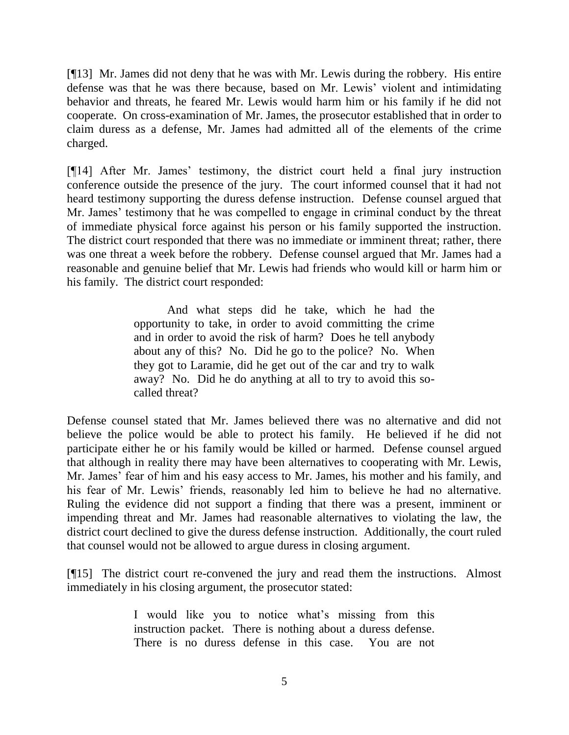[¶13] Mr. James did not deny that he was with Mr. Lewis during the robbery. His entire defense was that he was there because, based on Mr. Lewis' violent and intimidating behavior and threats, he feared Mr. Lewis would harm him or his family if he did not cooperate. On cross-examination of Mr. James, the prosecutor established that in order to claim duress as a defense, Mr. James had admitted all of the elements of the crime charged.

[¶14] After Mr. James' testimony, the district court held a final jury instruction conference outside the presence of the jury. The court informed counsel that it had not heard testimony supporting the duress defense instruction. Defense counsel argued that Mr. James' testimony that he was compelled to engage in criminal conduct by the threat of immediate physical force against his person or his family supported the instruction. The district court responded that there was no immediate or imminent threat; rather, there was one threat a week before the robbery. Defense counsel argued that Mr. James had a reasonable and genuine belief that Mr. Lewis had friends who would kill or harm him or his family. The district court responded:

> And what steps did he take, which he had the opportunity to take, in order to avoid committing the crime and in order to avoid the risk of harm? Does he tell anybody about any of this? No. Did he go to the police? No. When they got to Laramie, did he get out of the car and try to walk away? No. Did he do anything at all to try to avoid this so-called threat?

Defense counsel stated that Mr. James believed there was no alternative and did not believe the police would be able to protect his family. He believed if he did not participate either he or his family would be killed or harmed. Defense counsel argued that although in reality there may have been alternatives to cooperating with Mr. Lewis, Mr. James' fear of him and his easy access to Mr. James, his mother and his family, and his fear of Mr. Lewis' friends, reasonably led him to believe he had no alternative. Ruling the evidence did not support a finding that there was a present, imminent or impending threat and Mr. James had reasonable alternatives to violating the law, the district court declined to give the duress defense instruction. Additionally, the court ruled that counsel would not be allowed to argue duress in closing argument.

[¶15] The district court re-convened the jury and read them the instructions. Almost immediately in his closing argument, the prosecutor stated:

> I would like you to notice what's missing from this instruction packet. There is nothing about a duress defense. There is no duress defense in this case. You are not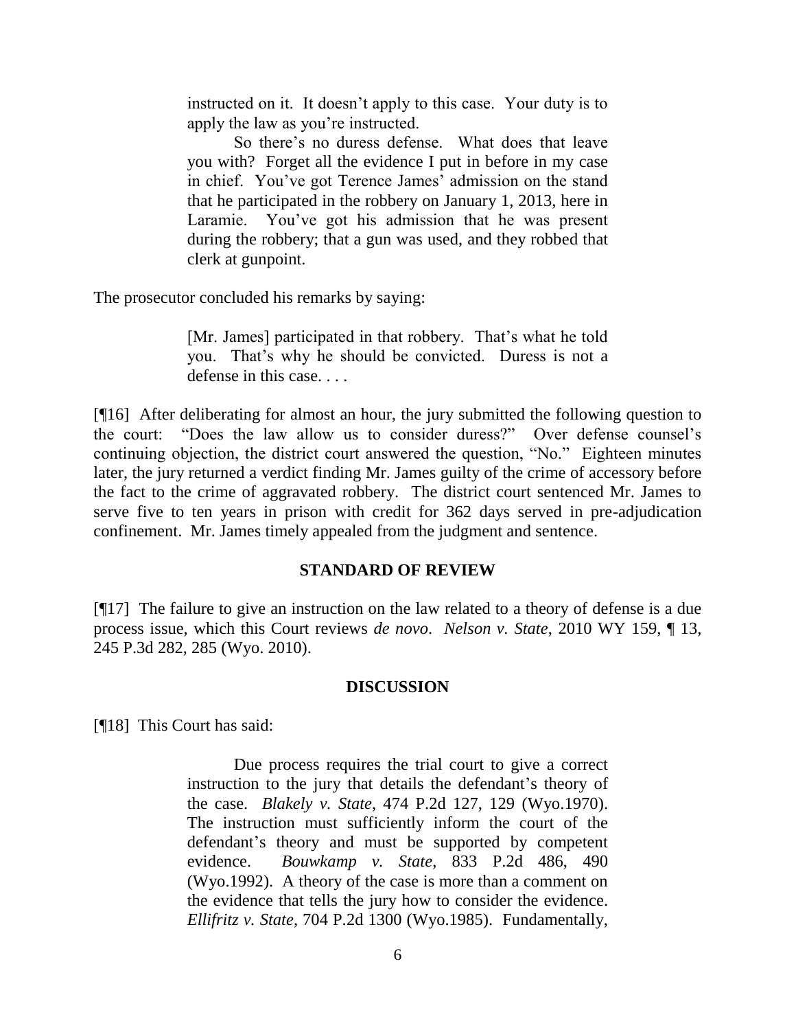> instructed on it. It doesn't apply to this case. Your duty is to apply the law as you're instructed.
>
> So there's no duress defense. What does that leave you with? Forget all the evidence I put in before in my case in chief. You've got Terence James' admission on the stand that he participated in the robbery on January 1, 2013, here in Laramie. You've got his admission that he was present during the robbery; that a gun was used, and they robbed that clerk at gunpoint.

The prosecutor concluded his remarks by saying:

> [Mr. James] participated in that robbery. That's what he told you. That's why he should be convicted. Duress is not a defense in this case. . . .

[¶16] After deliberating for almost an hour, the jury submitted the following question to the court: "Does the law allow us to consider duress?" Over defense counsel's continuing objection, the district court answered the question, "No." Eighteen minutes later, the jury returned a verdict finding Mr. James guilty of the crime of accessory before the fact to the crime of aggravated robbery. The district court sentenced Mr. James to serve five to ten years in prison with credit for 362 days served in pre-adjudication confinement. Mr. James timely appealed from the judgment and sentence.

## STANDARD OF REVIEW

[¶17] The failure to give an instruction on the law related to a theory of defense is a due process issue, which this Court reviews *de novo*. *Nelson v. State*, 2010 WY 159, ¶ 13, 245 P.3d 282, 285 (Wyo. 2010).

## DISCUSSION

[¶18] This Court has said:

> Due process requires the trial court to give a correct instruction to the jury that details the defendant's theory of the case. *Blakely v. State*, 474 P.2d 127, 129 (Wyo.1970). The instruction must sufficiently inform the court of the defendant's theory and must be supported by competent evidence. *Bouwkamp v. State*, 833 P.2d 486, 490 (Wyo.1992). A theory of the case is more than a comment on the evidence that tells the jury how to consider the evidence. *Ellifritz v. State*, 704 P.2d 1300 (Wyo.1985). Fundamentally,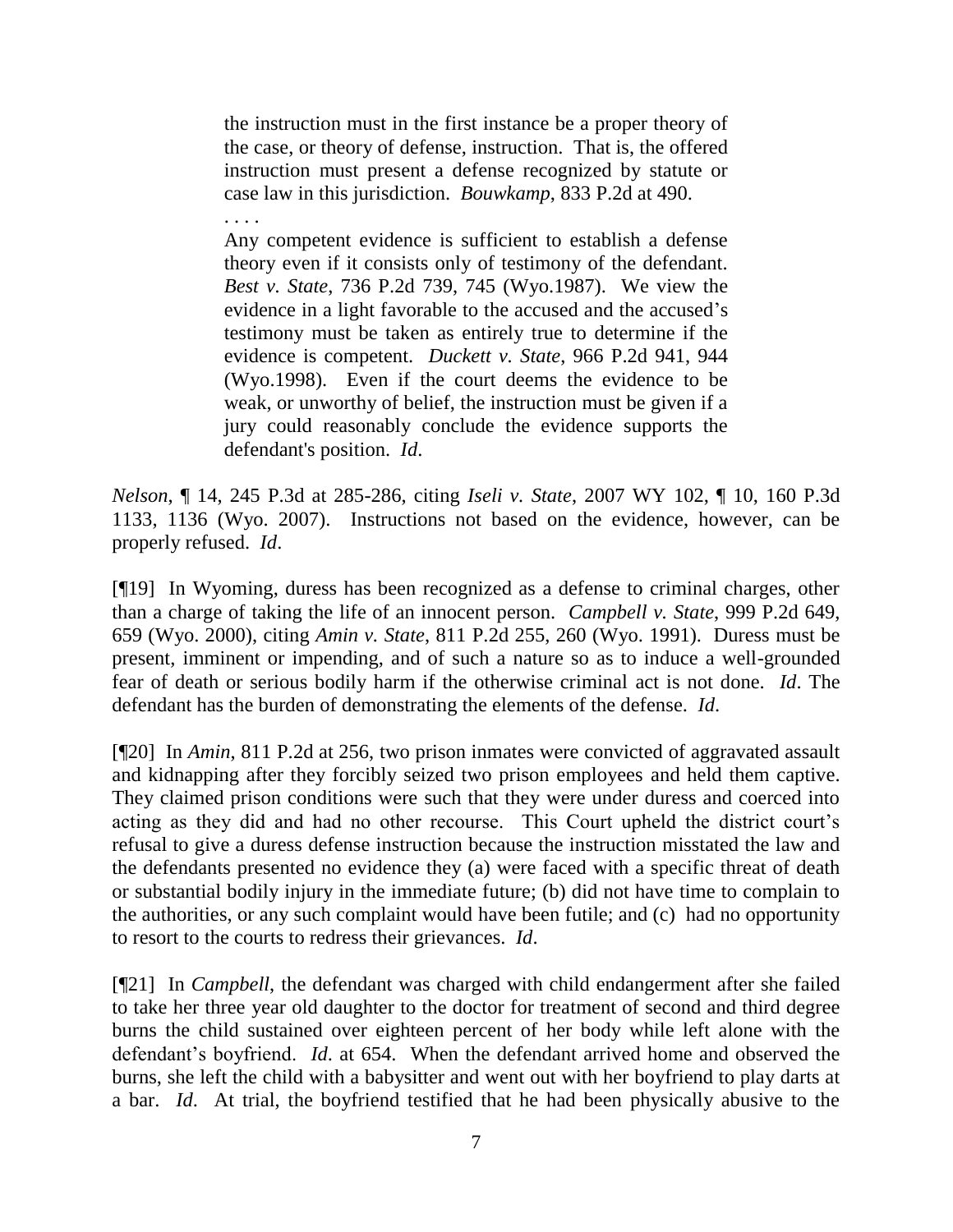> the instruction must in the first instance be a proper theory of the case, or theory of defense, instruction. That is, the offered instruction must present a defense recognized by statute or case law in this jurisdiction. *Bouwkamp*, 833 P.2d at 490.
>
> . . . .
>
> Any competent evidence is sufficient to establish a defense theory even if it consists only of testimony of the defendant. *Best v. State*, 736 P.2d 739, 745 (Wyo.1987). We view the evidence in a light favorable to the accused and the accused's testimony must be taken as entirely true to determine if the evidence is competent. *Duckett v. State*, 966 P.2d 941, 944 (Wyo.1998). Even if the court deems the evidence to be weak, or unworthy of belief, the instruction must be given if a jury could reasonably conclude the evidence supports the defendant's position. *Id*.

*Nelson*, ¶ 14, 245 P.3d at 285-286, citing *Iseli v. State*, 2007 WY 102, ¶ 10, 160 P.3d 1133, 1136 (Wyo. 2007). Instructions not based on the evidence, however, can be properly refused. *Id*.

[¶19] In Wyoming, duress has been recognized as a defense to criminal charges, other than a charge of taking the life of an innocent person. *Campbell v. State*, 999 P.2d 649, 659 (Wyo. 2000), citing *Amin v. State*, 811 P.2d 255, 260 (Wyo. 1991). Duress must be present, imminent or impending, and of such a nature so as to induce a well-grounded fear of death or serious bodily harm if the otherwise criminal act is not done. *Id*. The defendant has the burden of demonstrating the elements of the defense. *Id*.

[¶20] In *Amin*, 811 P.2d at 256, two prison inmates were convicted of aggravated assault and kidnapping after they forcibly seized two prison employees and held them captive. They claimed prison conditions were such that they were under duress and coerced into acting as they did and had no other recourse. This Court upheld the district court's refusal to give a duress defense instruction because the instruction misstated the law and the defendants presented no evidence they (a) were faced with a specific threat of death or substantial bodily injury in the immediate future; (b) did not have time to complain to the authorities, or any such complaint would have been futile; and (c) had no opportunity to resort to the courts to redress their grievances. *Id*.

[¶21] In *Campbell*, the defendant was charged with child endangerment after she failed to take her three year old daughter to the doctor for treatment of second and third degree burns the child sustained over eighteen percent of her body while left alone with the defendant's boyfriend. *Id*. at 654. When the defendant arrived home and observed the burns, she left the child with a babysitter and went out with her boyfriend to play darts at a bar. *Id*. At trial, the boyfriend testified that he had been physically abusive to the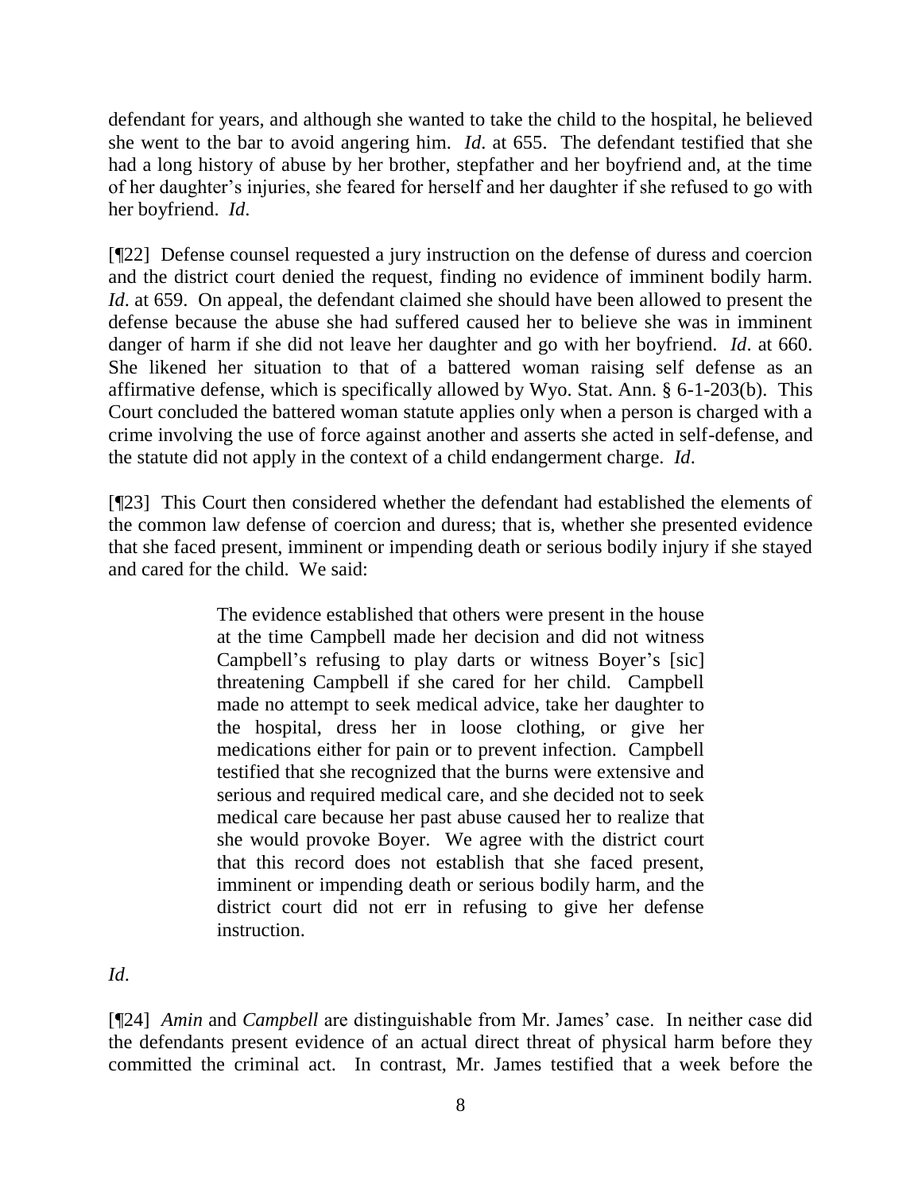defendant for years, and although she wanted to take the child to the hospital, he believed she went to the bar to avoid angering him. *Id*. at 655. The defendant testified that she had a long history of abuse by her brother, stepfather and her boyfriend and, at the time of her daughter's injuries, she feared for herself and her daughter if she refused to go with her boyfriend. *Id*.

[¶22] Defense counsel requested a jury instruction on the defense of duress and coercion and the district court denied the request, finding no evidence of imminent bodily harm. *Id*. at 659. On appeal, the defendant claimed she should have been allowed to present the defense because the abuse she had suffered caused her to believe she was in imminent danger of harm if she did not leave her daughter and go with her boyfriend. *Id*. at 660. She likened her situation to that of a battered woman raising self defense as an affirmative defense, which is specifically allowed by Wyo. Stat. Ann. § 6-1-203(b). This Court concluded the battered woman statute applies only when a person is charged with a crime involving the use of force against another and asserts she acted in self-defense, and the statute did not apply in the context of a child endangerment charge. *Id*.

[¶23] This Court then considered whether the defendant had established the elements of the common law defense of coercion and duress; that is, whether she presented evidence that she faced present, imminent or impending death or serious bodily injury if she stayed and cared for the child. We said:

> The evidence established that others were present in the house at the time Campbell made her decision and did not witness Campbell's refusing to play darts or witness Boyer's [sic] threatening Campbell if she cared for her child. Campbell made no attempt to seek medical advice, take her daughter to the hospital, dress her in loose clothing, or give her medications either for pain or to prevent infection. Campbell testified that she recognized that the burns were extensive and serious and required medical care, and she decided not to seek medical care because her past abuse caused her to realize that she would provoke Boyer. We agree with the district court that this record does not establish that she faced present, imminent or impending death or serious bodily harm, and the district court did not err in refusing to give her defense instruction.

*Id*.

[¶24] *Amin* and *Campbell* are distinguishable from Mr. James' case. In neither case did the defendants present evidence of an actual direct threat of physical harm before they committed the criminal act. In contrast, Mr. James testified that a week before the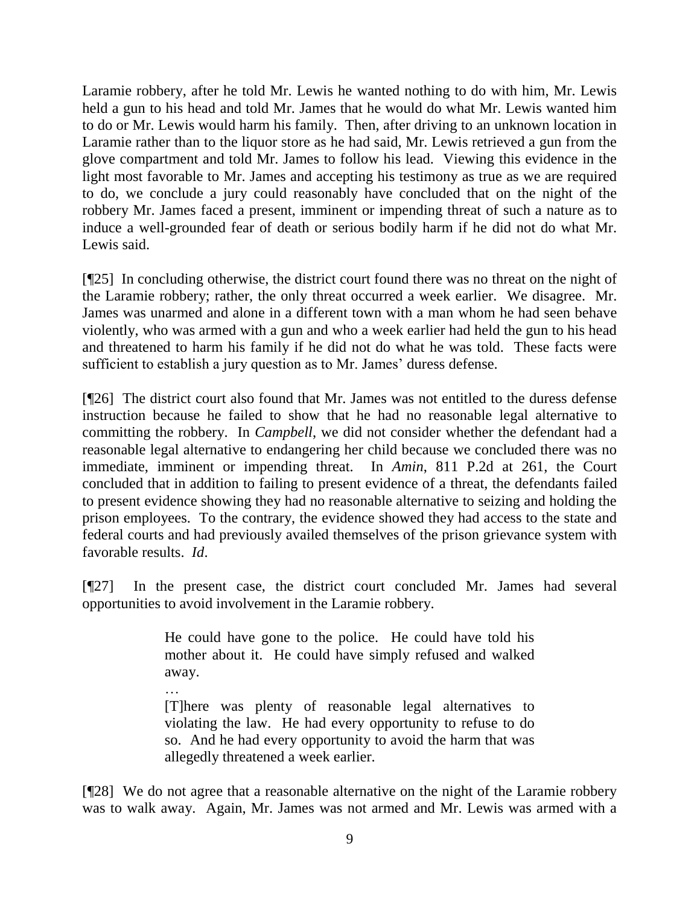Laramie robbery, after he told Mr. Lewis he wanted nothing to do with him, Mr. Lewis held a gun to his head and told Mr. James that he would do what Mr. Lewis wanted him to do or Mr. Lewis would harm his family. Then, after driving to an unknown location in Laramie rather than to the liquor store as he had said, Mr. Lewis retrieved a gun from the glove compartment and told Mr. James to follow his lead. Viewing this evidence in the light most favorable to Mr. James and accepting his testimony as true as we are required to do, we conclude a jury could reasonably have concluded that on the night of the robbery Mr. James faced a present, imminent or impending threat of such a nature as to induce a well-grounded fear of death or serious bodily harm if he did not do what Mr. Lewis said.

[¶25] In concluding otherwise, the district court found there was no threat on the night of the Laramie robbery; rather, the only threat occurred a week earlier. We disagree. Mr. James was unarmed and alone in a different town with a man whom he had seen behave violently, who was armed with a gun and who a week earlier had held the gun to his head and threatened to harm his family if he did not do what he was told. These facts were sufficient to establish a jury question as to Mr. James' duress defense.

[¶26] The district court also found that Mr. James was not entitled to the duress defense instruction because he failed to show that he had no reasonable legal alternative to committing the robbery. In *Campbell*, we did not consider whether the defendant had a reasonable legal alternative to endangering her child because we concluded there was no immediate, imminent or impending threat. In *Amin*, 811 P.2d at 261, the Court concluded that in addition to failing to present evidence of a threat, the defendants failed to present evidence showing they had no reasonable alternative to seizing and holding the prison employees. To the contrary, the evidence showed they had access to the state and federal courts and had previously availed themselves of the prison grievance system with favorable results. *Id*.

[¶27] In the present case, the district court concluded Mr. James had several opportunities to avoid involvement in the Laramie robbery.

> He could have gone to the police. He could have told his mother about it. He could have simply refused and walked away.
>
> …
>
> [T]here was plenty of reasonable legal alternatives to violating the law. He had every opportunity to refuse to do so. And he had every opportunity to avoid the harm that was allegedly threatened a week earlier.

[¶28] We do not agree that a reasonable alternative on the night of the Laramie robbery was to walk away. Again, Mr. James was not armed and Mr. Lewis was armed with a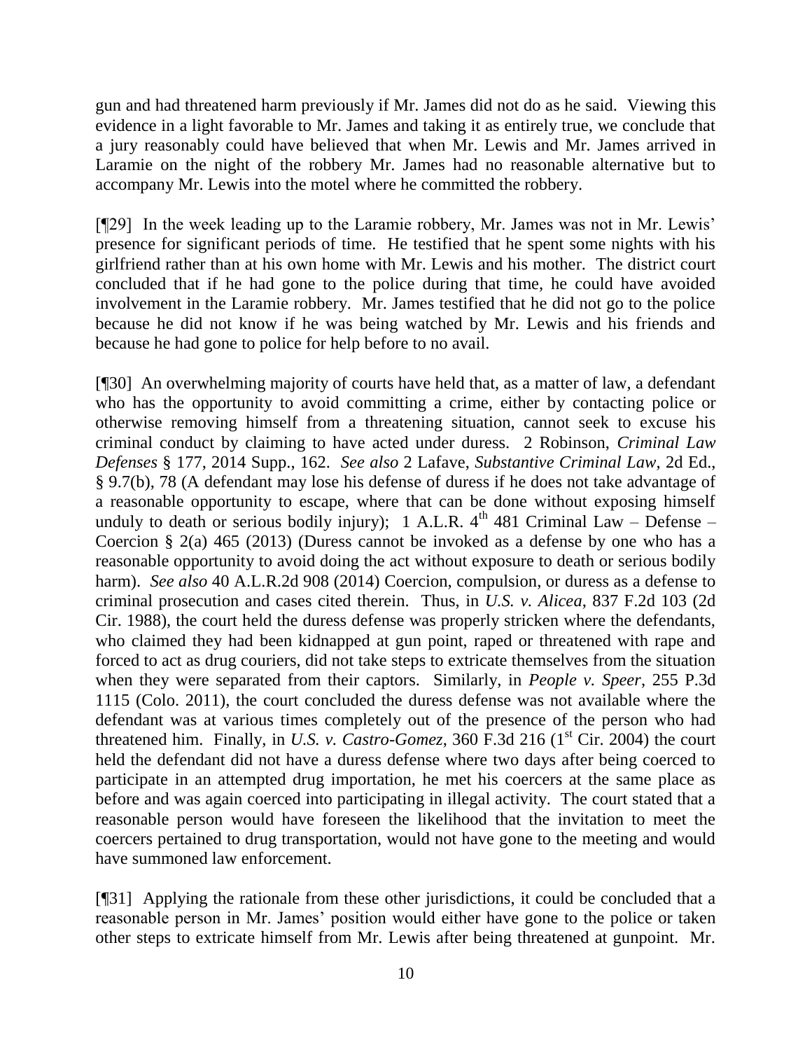gun and had threatened harm previously if Mr. James did not do as he said. Viewing this evidence in a light favorable to Mr. James and taking it as entirely true, we conclude that a jury reasonably could have believed that when Mr. Lewis and Mr. James arrived in Laramie on the night of the robbery Mr. James had no reasonable alternative but to accompany Mr. Lewis into the motel where he committed the robbery.

[¶29] In the week leading up to the Laramie robbery, Mr. James was not in Mr. Lewis' presence for significant periods of time. He testified that he spent some nights with his girlfriend rather than at his own home with Mr. Lewis and his mother. The district court concluded that if he had gone to the police during that time, he could have avoided involvement in the Laramie robbery. Mr. James testified that he did not go to the police because he did not know if he was being watched by Mr. Lewis and his friends and because he had gone to police for help before to no avail.

[¶30] An overwhelming majority of courts have held that, as a matter of law, a defendant who has the opportunity to avoid committing a crime, either by contacting police or otherwise removing himself from a threatening situation, cannot seek to excuse his criminal conduct by claiming to have acted under duress. 2 Robinson, *Criminal Law Defenses* § 177, 2014 Supp., 162. *See also* 2 Lafave, *Substantive Criminal Law*, 2d Ed., § 9.7(b), 78 (A defendant may lose his defense of duress if he does not take advantage of a reasonable opportunity to escape, where that can be done without exposing himself unduly to death or serious bodily injury); 1 A.L.R. 4th 481 Criminal Law – Defense – Coercion § 2(a) 465 (2013) (Duress cannot be invoked as a defense by one who has a reasonable opportunity to avoid doing the act without exposure to death or serious bodily harm). *See also* 40 A.L.R.2d 908 (2014) Coercion, compulsion, or duress as a defense to criminal prosecution and cases cited therein. Thus, in *U.S. v. Alicea*, 837 F.2d 103 (2d Cir. 1988), the court held the duress defense was properly stricken where the defendants, who claimed they had been kidnapped at gun point, raped or threatened with rape and forced to act as drug couriers, did not take steps to extricate themselves from the situation when they were separated from their captors. Similarly, in *People v. Speer*, 255 P.3d 1115 (Colo. 2011), the court concluded the duress defense was not available where the defendant was at various times completely out of the presence of the person who had threatened him. Finally, in *U.S. v. Castro-Gomez*, 360 F.3d 216 (1st Cir. 2004) the court held the defendant did not have a duress defense where two days after being coerced to participate in an attempted drug importation, he met his coercers at the same place as before and was again coerced into participating in illegal activity. The court stated that a reasonable person would have foreseen the likelihood that the invitation to meet the coercers pertained to drug transportation, would not have gone to the meeting and would have summoned law enforcement.

[¶31] Applying the rationale from these other jurisdictions, it could be concluded that a reasonable person in Mr. James' position would either have gone to the police or taken other steps to extricate himself from Mr. Lewis after being threatened at gunpoint. Mr.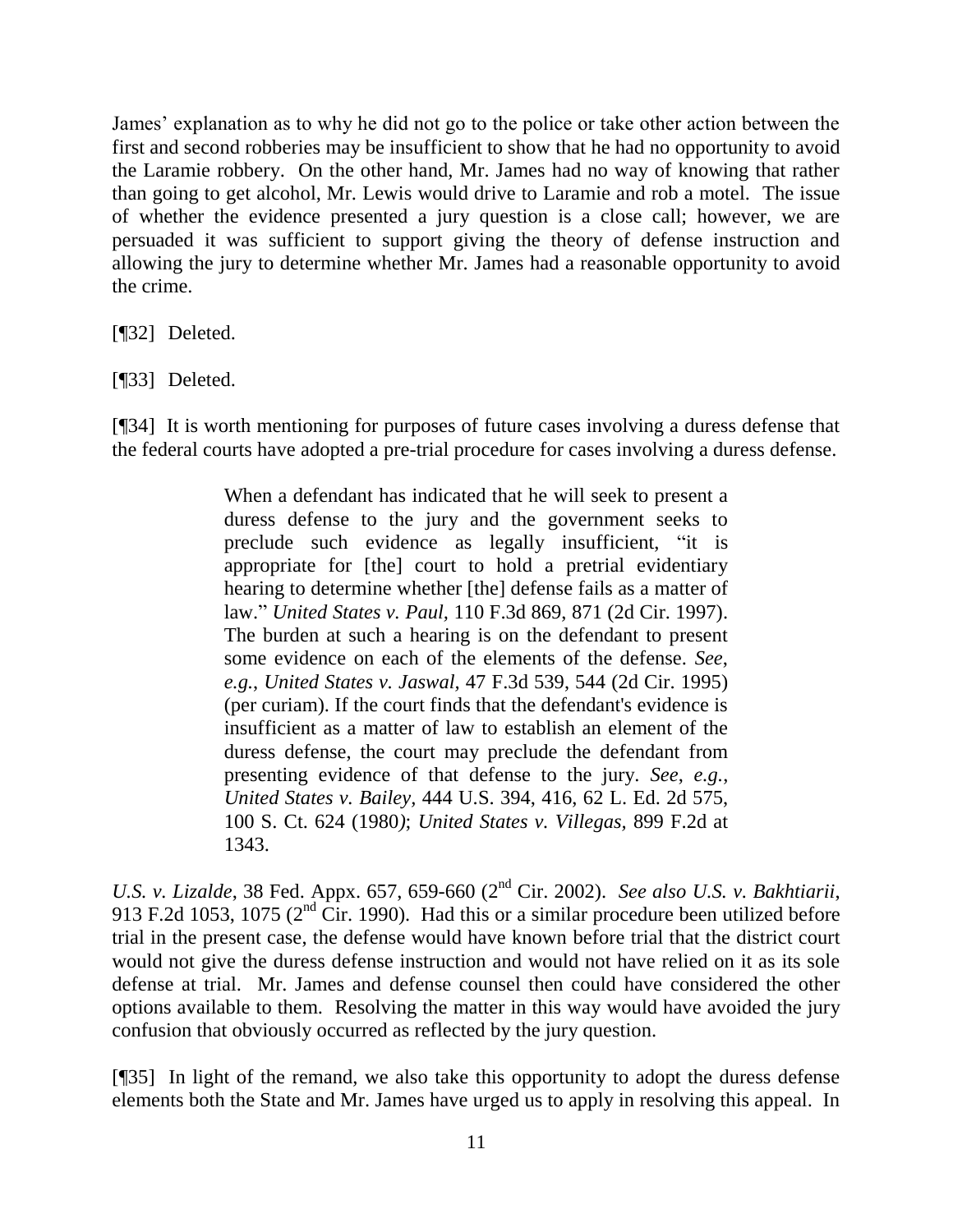James' explanation as to why he did not go to the police or take other action between the first and second robberies may be insufficient to show that he had no opportunity to avoid the Laramie robbery. On the other hand, Mr. James had no way of knowing that rather than going to get alcohol, Mr. Lewis would drive to Laramie and rob a motel. The issue of whether the evidence presented a jury question is a close call; however, we are persuaded it was sufficient to support giving the theory of defense instruction and allowing the jury to determine whether Mr. James had a reasonable opportunity to avoid the crime.

[¶32] Deleted.

[¶33] Deleted.

[¶34] It is worth mentioning for purposes of future cases involving a duress defense that the federal courts have adopted a pre-trial procedure for cases involving a duress defense.

> When a defendant has indicated that he will seek to present a duress defense to the jury and the government seeks to preclude such evidence as legally insufficient, "it is appropriate for [the] court to hold a pretrial evidentiary hearing to determine whether [the] defense fails as a matter of law." *United States v. Paul,* 110 F.3d 869, 871 (2d Cir. 1997). The burden at such a hearing is on the defendant to present some evidence on each of the elements of the defense. *See, e.g., United States v. Jaswal,* 47 F.3d 539, 544 (2d Cir. 1995) (per curiam). If the court finds that the defendant's evidence is insufficient as a matter of law to establish an element of the duress defense, the court may preclude the defendant from presenting evidence of that defense to the jury. *See, e.g., United States v. Bailey,* 444 U.S. 394, 416, 62 L. Ed. 2d 575, 100 S. Ct. 624 (1980); *United States v. Villegas,* 899 F.2d at 1343.

*U.S. v. Lizalde*, 38 Fed. Appx. 657, 659-660 (2nd Cir. 2002). *See also U.S. v. Bakhtiarii*, 913 F.2d 1053, 1075 (2nd Cir. 1990). Had this or a similar procedure been utilized before trial in the present case, the defense would have known before trial that the district court would not give the duress defense instruction and would not have relied on it as its sole defense at trial. Mr. James and defense counsel then could have considered the other options available to them. Resolving the matter in this way would have avoided the jury confusion that obviously occurred as reflected by the jury question.

[¶35] In light of the remand, we also take this opportunity to adopt the duress defense elements both the State and Mr. James have urged us to apply in resolving this appeal. In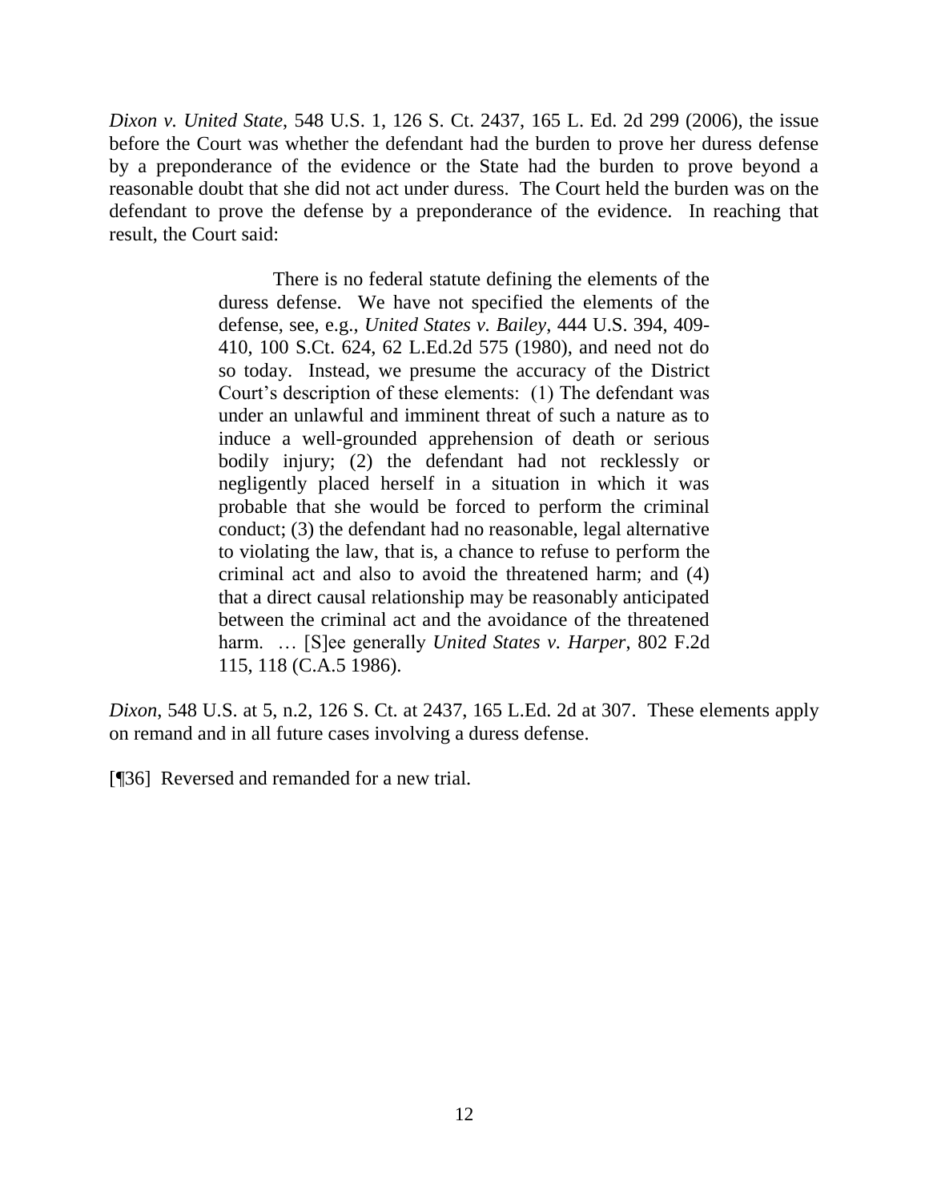*Dixon v. United State*, 548 U.S. 1, 126 S. Ct. 2437, 165 L. Ed. 2d 299 (2006), the issue before the Court was whether the defendant had the burden to prove her duress defense by a preponderance of the evidence or the State had the burden to prove beyond a reasonable doubt that she did not act under duress. The Court held the burden was on the defendant to prove the defense by a preponderance of the evidence. In reaching that result, the Court said:

> There is no federal statute defining the elements of the duress defense. We have not specified the elements of the defense, see, e.g., *United States v. Bailey*, 444 U.S. 394, 409-410, 100 S.Ct. 624, 62 L.Ed.2d 575 (1980), and need not do so today. Instead, we presume the accuracy of the District Court's description of these elements: (1) The defendant was under an unlawful and imminent threat of such a nature as to induce a well-grounded apprehension of death or serious bodily injury; (2) the defendant had not recklessly or negligently placed herself in a situation in which it was probable that she would be forced to perform the criminal conduct; (3) the defendant had no reasonable, legal alternative to violating the law, that is, a chance to refuse to perform the criminal act and also to avoid the threatened harm; and (4) that a direct causal relationship may be reasonably anticipated between the criminal act and the avoidance of the threatened harm. … [S]ee generally *United States v. Harper*, 802 F.2d 115, 118 (C.A.5 1986).

*Dixon*, 548 U.S. at 5, n.2, 126 S. Ct. at 2437, 165 L.Ed. 2d at 307. These elements apply on remand and in all future cases involving a duress defense.

[¶36] Reversed and remanded for a new trial.